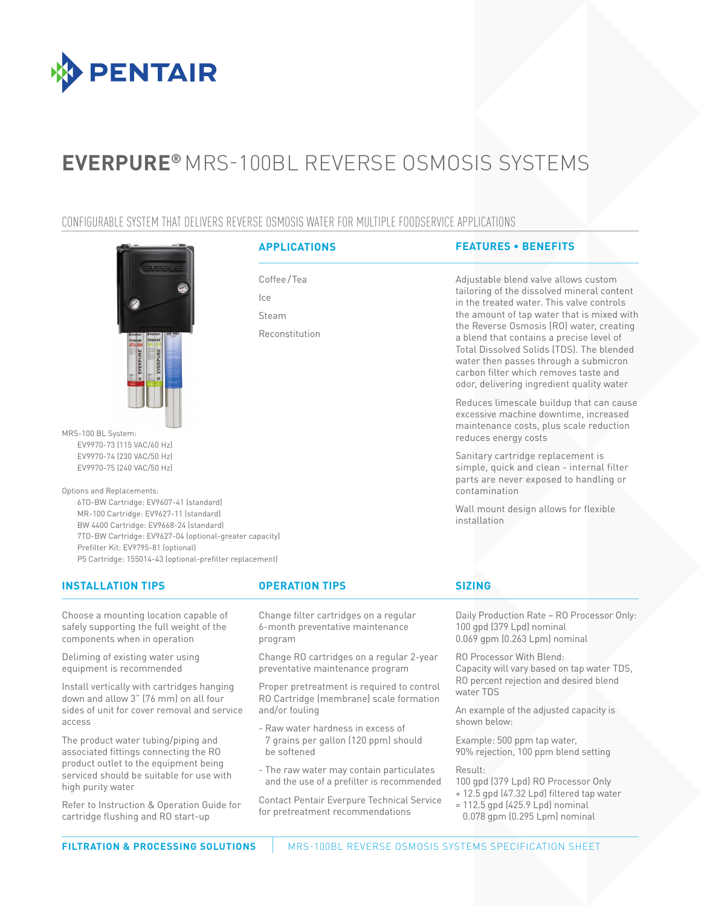# EVERPURE® MRS-100BL REVERSE OSMOSIS SYSTEMS

## CONFIGURABLE SYSTEM THAT DELIVERS REVERSE OSMOSIS WATER FOR MULTIPLE FOODSERVICE APPLICATIONS

MRS-100 BL System:
- EV9970-73 (115 VAC/60 Hz)
- EV9970-74 (230 VAC/50 Hz)
- EV9970-75 (240 VAC/50 Hz)

Options and Replacements:
- 6TO-BW Cartridge: EV9607-41 (standard)
- MR-100 Cartridge: EV9627-11 (standard)
- BW 4400 Cartridge: EV9668-24 (standard)
- 7TO-BW Cartridge: EV9627-04 (optional-greater capacity)
- Prefilter Kit: EV9795-81 (optional)
- P5 Cartridge: 155014-43 (optional-prefilter replacement)

### APPLICATIONS

Coffee/Tea

Ice

Steam

Reconstitution

### FEATURES • BENEFITS

Adjustable blend valve allows custom tailoring of the dissolved mineral content in the treated water. This valve controls the amount of tap water that is mixed with the Reverse Osmosis (RO) water, creating a blend that contains a precise level of Total Dissolved Solids (TDS). The blended water then passes through a submicron carbon filter which removes taste and odor, delivering ingredient quality water

Reduces limescale buildup that can cause excessive machine downtime, increased maintenance costs, plus scale reduction reduces energy costs

Sanitary cartridge replacement is simple, quick and clean - internal filter parts are never exposed to handling or contamination

Wall mount design allows for flexible installation

### INSTALLATION TIPS

Choose a mounting location capable of safely supporting the full weight of the components when in operation

Deliming of existing water using equipment is recommended

Install vertically with cartridges hanging down and allow 3" (76 mm) on all four sides of unit for cover removal and service access

The product water tubing/piping and associated fittings connecting the RO product outlet to the equipment being serviced should be suitable for use with high purity water

Refer to Instruction & Operation Guide for cartridge flushing and RO start-up

### OPERATION TIPS

Change filter cartridges on a regular 6-month preventative maintenance program

Change RO cartridges on a regular 2-year preventative maintenance program

Proper pretreatment is required to control RO Cartridge (membrane) scale formation and/or fouling

- Raw water hardness in excess of 7 grains per gallon (120 ppm) should be softened
- The raw water may contain particulates and the use of a prefilter is recommended

Contact Pentair Everpure Technical Service for pretreatment recommendations

### SIZING

Daily Production Rate – RO Processor Only:
100 gpd (379 Lpd) nominal
0.069 gpm (0.263 Lpm) nominal

RO Processor With Blend:
Capacity will vary based on tap water TDS, RO percent rejection and desired blend water TDS

An example of the adjusted capacity is shown below:

Example: 500 ppm tap water, 90% rejection, 100 ppm blend setting

Result:
100 gpd (379 Lpd) RO Processor Only
+ 12.5 gpd (47.32 Lpd) filtered tap water
= 112.5 gpd (425.9 Lpd) nominal
0.078 gpm (0.295 Lpm) nominal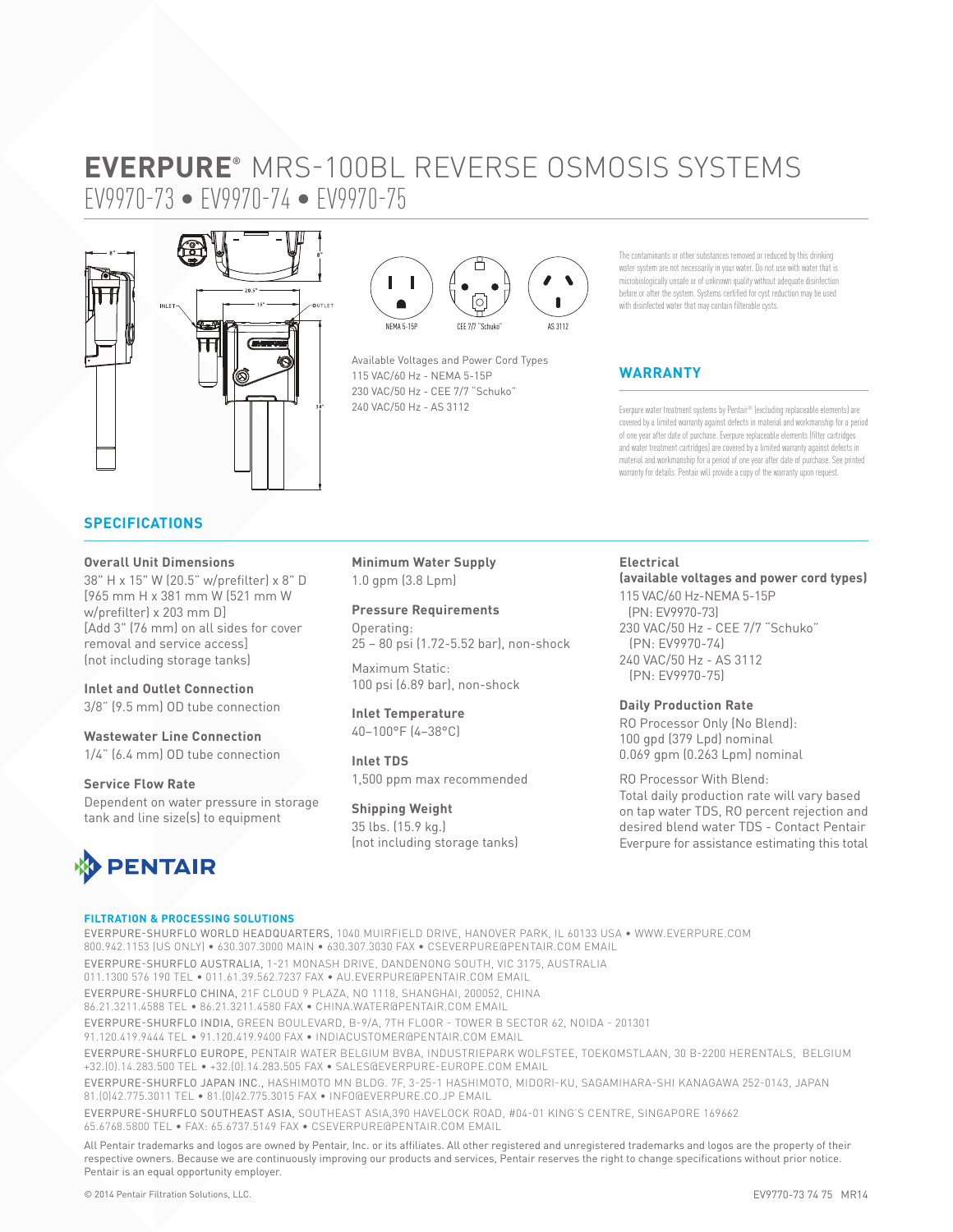# EVERPURE® MRS-100BL REVERSE OSMOSIS SYSTEMS

EV9970-73 • EV9970-74 • EV9970-75

8"

8"

20.5"

15"

INLET

OUTLET

34"

NEMA 5-15P

CEE 7/7 "Schuko"

AS 3112

Available Voltages and Power Cord Types
115 VAC/60 Hz - NEMA 5-15P
230 VAC/50 Hz - CEE 7/7 "Schuko"
240 VAC/50 Hz - AS 3112

The contaminants or other substances removed or reduced by this drinking water system are not necessarily in your water. Do not use with water that is microbiologically unsafe or of unknown quality without adequate disinfection before or after the system. Systems certified for cyst reduction may be used with disinfected water that may contain filterable cysts.

## WARRANTY

Everpure water treatment systems by Pentair® (excluding replaceable elements) are covered by a limited warranty against defects in material and workmanship for a period of one year after date of purchase. Everpure replaceable elements (filter cartridges and water treatment cartridges) are covered by a limited warranty against defects in material and workmanship for a period of one year after date of purchase. See printed warranty for details. Pentair will provide a copy of the warranty upon request.

## SPECIFICATIONS

**Overall Unit Dimensions**
38" H x 15" W (20.5" w/prefilter) x 8" D
(965 mm H x 381 mm W (521 mm W w/prefilter) x 203 mm D)
(Add 3" (76 mm) on all sides for cover removal and service access)
(not including storage tanks)

**Inlet and Outlet Connection**
3/8" (9.5 mm) OD tube connection

**Wastewater Line Connection**
1/4" (6.4 mm) OD tube connection

**Service Flow Rate**
Dependent on water pressure in storage tank and line size(s) to equipment

**Minimum Water Supply**
1.0 gpm (3.8 Lpm)

**Pressure Requirements**
Operating:
25 – 80 psi (1.72-5.52 bar), non-shock

Maximum Static:
100 psi (6.89 bar), non-shock

**Inlet Temperature**
40–100°F (4–38°C)

**Inlet TDS**
1,500 ppm max recommended

**Shipping Weight**
35 lbs. (15.9 kg.)
(not including storage tanks)

**Electrical**
**(available voltages and power cord types)**
115 VAC/60 Hz-NEMA 5-15P
(PN: EV9970-73)
230 VAC/50 Hz - CEE 7/7 "Schuko"
(PN: EV9970-74)
240 VAC/50 Hz - AS 3112
(PN: EV9970-75)

**Daily Production Rate**
RO Processor Only (No Blend):
100 gpd (379 Lpd) nominal
0.069 gpm (0.263 Lpm) nominal

RO Processor With Blend:
Total daily production rate will vary based on tap water TDS, RO percent rejection and desired blend water TDS - Contact Pentair Everpure for assistance estimating this total

PENTAIR

**FILTRATION & PROCESSING SOLUTIONS**

EVERPURE-SHURFLO WORLD HEADQUARTERS, 1040 MUIRFIELD DRIVE, HANOVER PARK, IL 60133 USA • WWW.EVERPURE.COM
800.942.1153 (US ONLY) • 630.307.3000 MAIN • 630.307.3030 FAX • CSEVERPURE@PENTAIR.COM EMAIL

EVERPURE-SHURFLO AUSTRALIA, 1-21 MONASH DRIVE, DANDENONG SOUTH, VIC 3175, AUSTRALIA
011.1300 576 190 TEL • 011.61.39.562.7237 FAX • AU.EVERPURE@PENTAIR.COM EMAIL

EVERPURE-SHURFLO CHINA, 21F CLOUD 9 PLAZA, NO 1118, SHANGHAI, 200052, CHINA
86.21.3211.4588 TEL • 86.21.3211.4580 FAX • CHINA.WATER@PENTAIR.COM EMAIL

EVERPURE-SHURFLO INDIA, GREEN BOULEVARD, B-9/A, 7TH FLOOR - TOWER B SECTOR 62, NOIDA - 201301
91.120.419.9444 TEL • 91.120.419.9400 FAX • INDIACUSTOMER@PENTAIR.COM EMAIL

EVERPURE-SHURFLO EUROPE, PENTAIR WATER BELGIUM BVBA, INDUSTRIEPARK WOLFSTEE, TOEKOMSTLAAN, 30 B-2200 HERENTALS, BELGIUM
+32.(0).14.283.500 TEL • +32.(0).14.283.505 FAX • SALES@EVERPURE-EUROPE.COM EMAIL

EVERPURE-SHURFLO JAPAN INC., HASHIMOTO MN BLDG. 7F, 3-25-1 HASHIMOTO, MIDORI-KU, SAGAMIHARA-SHI KANAGAWA 252-0143, JAPAN
81.(0)42.775.3011 TEL • 81.(0)42.775.3015 FAX • INFO@EVERPURE.CO.JP EMAIL

EVERPURE-SHURFLO SOUTHEAST ASIA, SOUTHEAST ASIA,390 HAVELOCK ROAD, #04-01 KING'S CENTRE, SINGAPORE 169662
65.6768.5800 TEL • FAX: 65.6737.5149 FAX • CSEVERPURE@PENTAIR.COM EMAIL

All Pentair trademarks and logos are owned by Pentair, Inc. or its affiliates. All other registered and unregistered trademarks and logos are the property of their respective owners. Because we are continuously improving our products and services, Pentair reserves the right to change specifications without prior notice. Pentair is an equal opportunity employer.

© 2014 Pentair Filtration Solutions, LLC.

EV9770-73 74 75 MR14